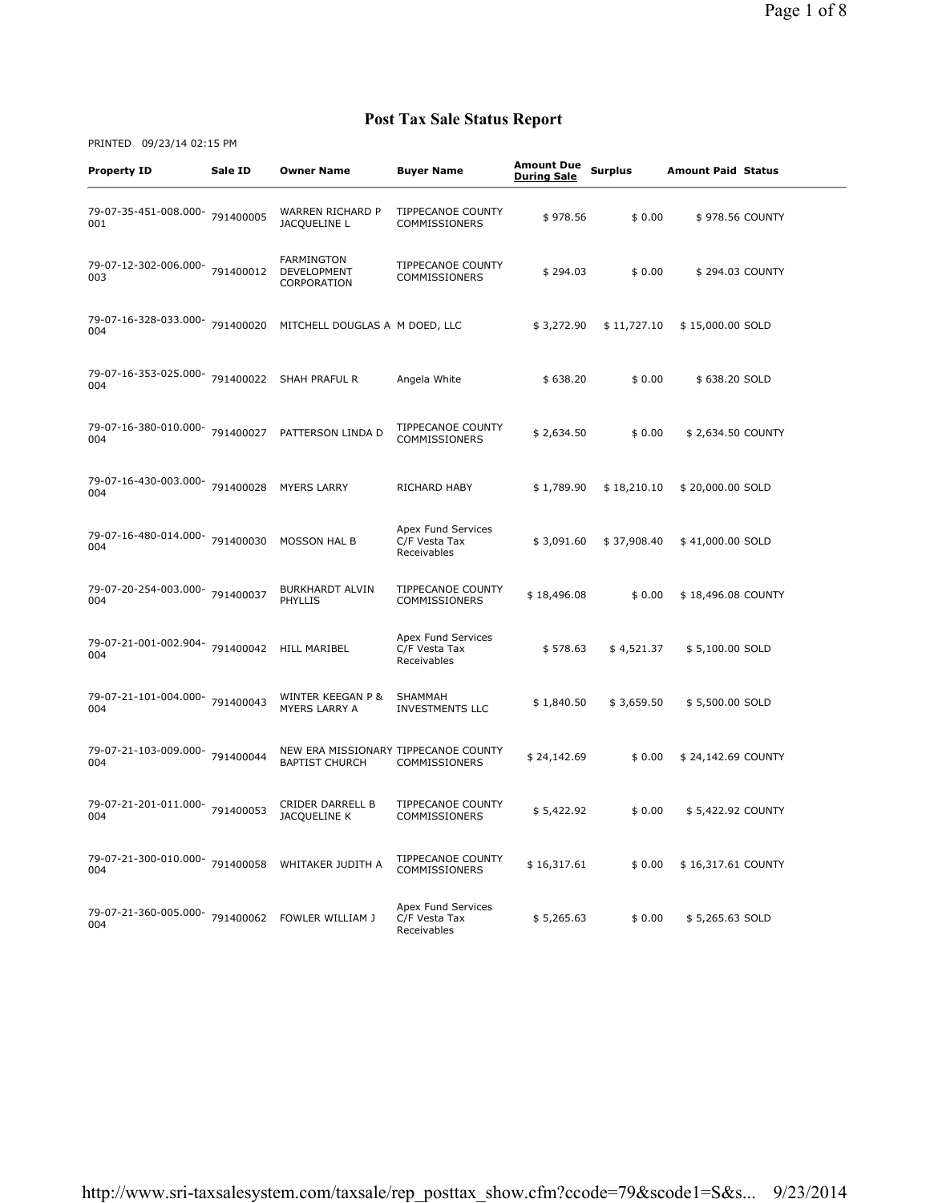# Post Tax Sale Status Report

PRINTED 09/23/14 02:15 PM

| Property ID | Sale ID | Owner Name | Buyer Name | Amount Due During Sale | Surplus | Amount Paid | Status |
|---|---|---|---|---|---|---|---|
| 79-07-35-451-008.000-001 | 791400005 | WARREN RICHARD P JACQUELINE L | TIPPECANOE COUNTY COMMISSIONERS | $ 978.56 | $ 0.00 | $ 978.56 | COUNTY |
| 79-07-12-302-006.000-003 | 791400012 | FARMINGTON DEVELOPMENT CORPORATION | TIPPECANOE COUNTY COMMISSIONERS | $ 294.03 | $ 0.00 | $ 294.03 | COUNTY |
| 79-07-16-328-033.000-004 | 791400020 | MITCHELL DOUGLAS A | M DOED, LLC | $ 3,272.90 | $ 11,727.10 | $ 15,000.00 | SOLD |
| 79-07-16-353-025.000-004 | 791400022 | SHAH PRAFUL R | Angela White | $ 638.20 | $ 0.00 | $ 638.20 | SOLD |
| 79-07-16-380-010.000-004 | 791400027 | PATTERSON LINDA D | TIPPECANOE COUNTY COMMISSIONERS | $ 2,634.50 | $ 0.00 | $ 2,634.50 | COUNTY |
| 79-07-16-430-003.000-004 | 791400028 | MYERS LARRY | RICHARD HABY | $ 1,789.90 | $ 18,210.10 | $ 20,000.00 | SOLD |
| 79-07-16-480-014.000-004 | 791400030 | MOSSON HAL B | Apex Fund Services C/F Vesta Tax Receivables | $ 3,091.60 | $ 37,908.40 | $ 41,000.00 | SOLD |
| 79-07-20-254-003.000-004 | 791400037 | BURKHARDT ALVIN PHYLLIS | TIPPECANOE COUNTY COMMISSIONERS | $ 18,496.08 | $ 0.00 | $ 18,496.08 | COUNTY |
| 79-07-21-001-002.904-004 | 791400042 | HILL MARIBEL | Apex Fund Services C/F Vesta Tax Receivables | $ 578.63 | $ 4,521.37 | $ 5,100.00 | SOLD |
| 79-07-21-101-004.000-004 | 791400043 | WINTER KEEGAN P & MYERS LARRY A | SHAMMAH INVESTMENTS LLC | $ 1,840.50 | $ 3,659.50 | $ 5,500.00 | SOLD |
| 79-07-21-103-009.000-004 | 791400044 | NEW ERA MISSIONARY BAPTIST CHURCH | TIPPECANOE COUNTY COMMISSIONERS | $ 24,142.69 | $ 0.00 | $ 24,142.69 | COUNTY |
| 79-07-21-201-011.000-004 | 791400053 | CRIDER DARRELL B JACQUELINE K | TIPPECANOE COUNTY COMMISSIONERS | $ 5,422.92 | $ 0.00 | $ 5,422.92 | COUNTY |
| 79-07-21-300-010.000-004 | 791400058 | WHITAKER JUDITH A | TIPPECANOE COUNTY COMMISSIONERS | $ 16,317.61 | $ 0.00 | $ 16,317.61 | COUNTY |
| 79-07-21-360-005.000-004 | 791400062 | FOWLER WILLIAM J | Apex Fund Services C/F Vesta Tax Receivables | $ 5,265.63 | $ 0.00 | $ 5,265.63 | SOLD |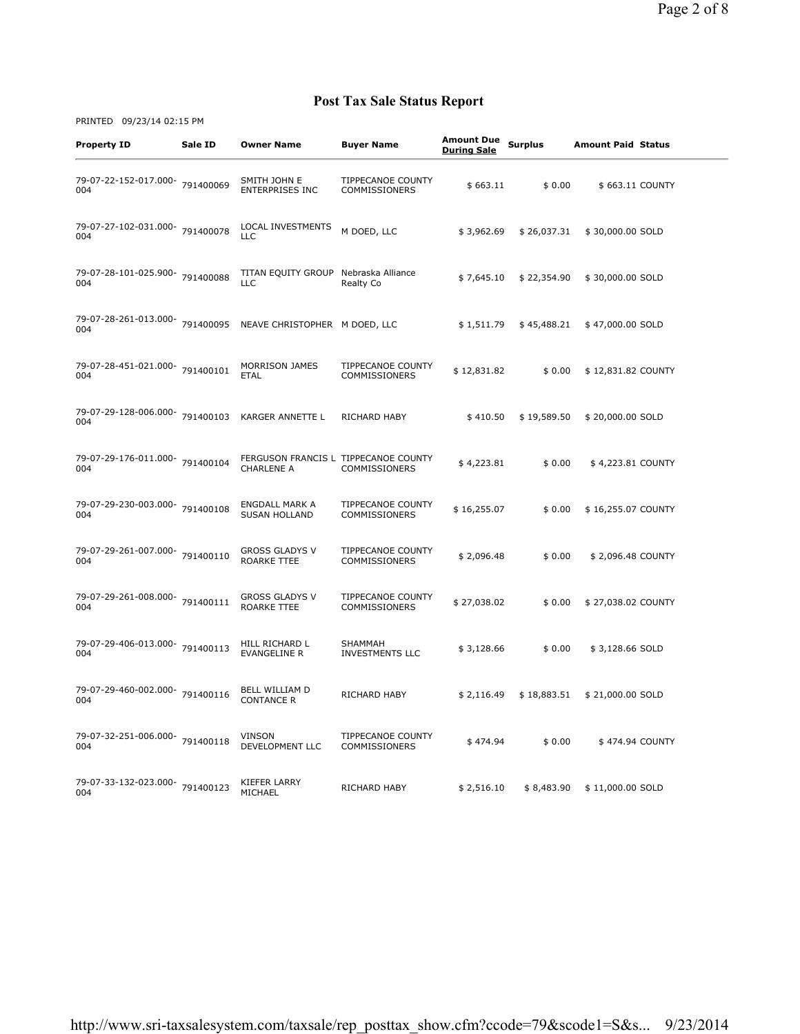# Post Tax Sale Status Report

PRINTED 09/23/14 02:15 PM

| Property ID | Sale ID | Owner Name | Buyer Name | Amount Due During Sale | Surplus | Amount Paid | Status |
|---|---|---|---|---|---|---|---|
| 79-07-22-152-017.000-004 | 791400069 | SMITH JOHN E ENTERPRISES INC | TIPPECANOE COUNTY COMMISSIONERS | $ 663.11 | $ 0.00 | $ 663.11 | COUNTY |
| 79-07-27-102-031.000-004 | 791400078 | LOCAL INVESTMENTS LLC | M DOED, LLC | $ 3,962.69 | $ 26,037.31 | $ 30,000.00 | SOLD |
| 79-07-28-101-025.900-004 | 791400088 | TITAN EQUITY GROUP LLC | Nebraska Alliance Realty Co | $ 7,645.10 | $ 22,354.90 | $ 30,000.00 | SOLD |
| 79-07-28-261-013.000-004 | 791400095 | NEAVE CHRISTOPHER | M DOED, LLC | $ 1,511.79 | $ 45,488.21 | $ 47,000.00 | SOLD |
| 79-07-28-451-021.000-004 | 791400101 | MORRISON JAMES ETAL | TIPPECANOE COUNTY COMMISSIONERS | $ 12,831.82 | $ 0.00 | $ 12,831.82 | COUNTY |
| 79-07-29-128-006.000-004 | 791400103 | KARGER ANNETTE L | RICHARD HABY | $ 410.50 | $ 19,589.50 | $ 20,000.00 | SOLD |
| 79-07-29-176-011.000-004 | 791400104 | FERGUSON FRANCIS L CHARLENE A | TIPPECANOE COUNTY COMMISSIONERS | $ 4,223.81 | $ 0.00 | $ 4,223.81 | COUNTY |
| 79-07-29-230-003.000-004 | 791400108 | ENGDALL MARK A SUSAN HOLLAND | TIPPECANOE COUNTY COMMISSIONERS | $ 16,255.07 | $ 0.00 | $ 16,255.07 | COUNTY |
| 79-07-29-261-007.000-004 | 791400110 | GROSS GLADYS V ROARKE TTEE | TIPPECANOE COUNTY COMMISSIONERS | $ 2,096.48 | $ 0.00 | $ 2,096.48 | COUNTY |
| 79-07-29-261-008.000-004 | 791400111 | GROSS GLADYS V ROARKE TTEE | TIPPECANOE COUNTY COMMISSIONERS | $ 27,038.02 | $ 0.00 | $ 27,038.02 | COUNTY |
| 79-07-29-406-013.000-004 | 791400113 | HILL RICHARD L EVANGELINE R | SHAMMAH INVESTMENTS LLC | $ 3,128.66 | $ 0.00 | $ 3,128.66 | SOLD |
| 79-07-29-460-002.000-004 | 791400116 | BELL WILLIAM D CONTANCE R | RICHARD HABY | $ 2,116.49 | $ 18,883.51 | $ 21,000.00 | SOLD |
| 79-07-32-251-006.000-004 | 791400118 | VINSON DEVELOPMENT LLC | TIPPECANOE COUNTY COMMISSIONERS | $ 474.94 | $ 0.00 | $ 474.94 | COUNTY |
| 79-07-33-132-023.000-004 | 791400123 | KIEFER LARRY MICHAEL | RICHARD HABY | $ 2,516.10 | $ 8,483.90 | $ 11,000.00 | SOLD |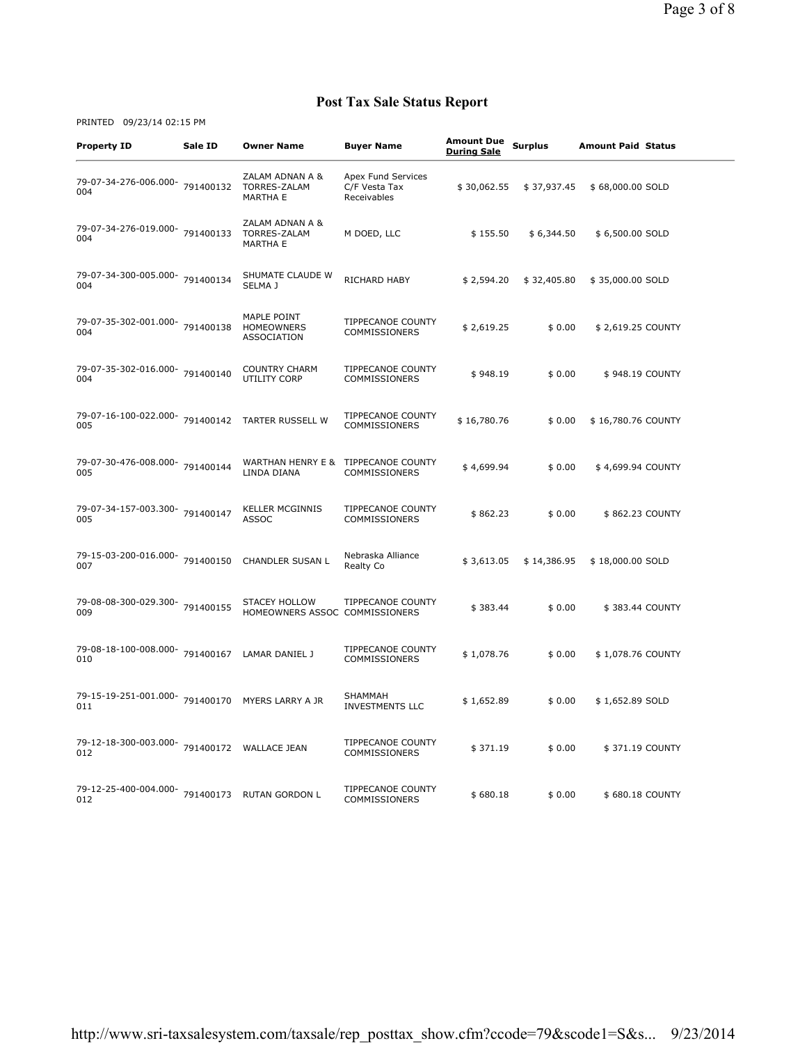# Post Tax Sale Status Report

PRINTED 09/23/14 02:15 PM

| Property ID | Sale ID | Owner Name | Buyer Name | Amount Due During Sale | Surplus | Amount Paid | Status |
|---|---|---|---|---|---|---|---|
| 79-07-34-276-006.000-004 | 791400132 | ZALAM ADNAN A & TORRES-ZALAM MARTHA E | Apex Fund Services C/F Vesta Tax Receivables | $ 30,062.55 | $ 37,937.45 | $ 68,000.00 | SOLD |
| 79-07-34-276-019.000-004 | 791400133 | ZALAM ADNAN A & TORRES-ZALAM MARTHA E | M DOED, LLC | $ 155.50 | $ 6,344.50 | $ 6,500.00 | SOLD |
| 79-07-34-300-005.000-004 | 791400134 | SHUMATE CLAUDE W SELMA J | RICHARD HABY | $ 2,594.20 | $ 32,405.80 | $ 35,000.00 | SOLD |
| 79-07-35-302-001.000-004 | 791400138 | MAPLE POINT HOMEOWNERS ASSOCIATION | TIPPECANOE COUNTY COMMISSIONERS | $ 2,619.25 | $ 0.00 | $ 2,619.25 | COUNTY |
| 79-07-35-302-016.000-004 | 791400140 | COUNTRY CHARM UTILITY CORP | TIPPECANOE COUNTY COMMISSIONERS | $ 948.19 | $ 0.00 | $ 948.19 | COUNTY |
| 79-07-16-100-022.000-005 | 791400142 | TARTER RUSSELL W | TIPPECANOE COUNTY COMMISSIONERS | $ 16,780.76 | $ 0.00 | $ 16,780.76 | COUNTY |
| 79-07-30-476-008.000-005 | 791400144 | WARTHAN HENRY E & LINDA DIANA | TIPPECANOE COUNTY COMMISSIONERS | $ 4,699.94 | $ 0.00 | $ 4,699.94 | COUNTY |
| 79-07-34-157-003.300-005 | 791400147 | KELLER MCGINNIS ASSOC | TIPPECANOE COUNTY COMMISSIONERS | $ 862.23 | $ 0.00 | $ 862.23 | COUNTY |
| 79-15-03-200-016.000-007 | 791400150 | CHANDLER SUSAN L | Nebraska Alliance Realty Co | $ 3,613.05 | $ 14,386.95 | $ 18,000.00 | SOLD |
| 79-08-08-300-029.300-009 | 791400155 | STACEY HOLLOW HOMEOWNERS ASSOC | TIPPECANOE COUNTY COMMISSIONERS | $ 383.44 | $ 0.00 | $ 383.44 | COUNTY |
| 79-08-18-100-008.000-010 | 791400167 | LAMAR DANIEL J | TIPPECANOE COUNTY COMMISSIONERS | $ 1,078.76 | $ 0.00 | $ 1,078.76 | COUNTY |
| 79-15-19-251-001.000-011 | 791400170 | MYERS LARRY A JR | SHAMMAH INVESTMENTS LLC | $ 1,652.89 | $ 0.00 | $ 1,652.89 | SOLD |
| 79-12-18-300-003.000-012 | 791400172 | WALLACE JEAN | TIPPECANOE COUNTY COMMISSIONERS | $ 371.19 | $ 0.00 | $ 371.19 | COUNTY |
| 79-12-25-400-004.000-012 | 791400173 | RUTAN GORDON L | TIPPECANOE COUNTY COMMISSIONERS | $ 680.18 | $ 0.00 | $ 680.18 | COUNTY |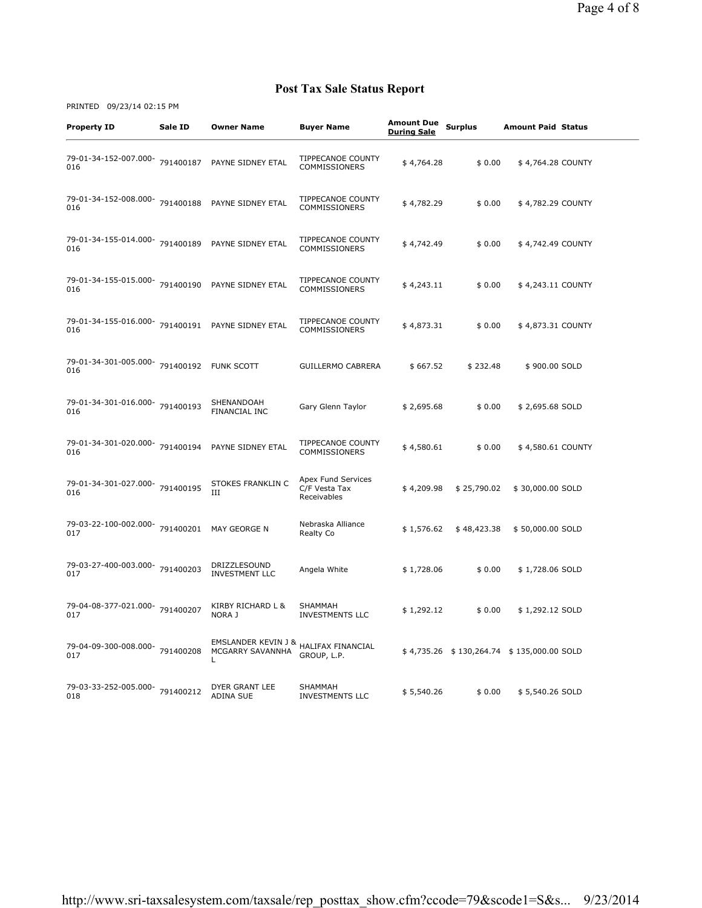# Post Tax Sale Status Report

PRINTED 09/23/14 02:15 PM

| Property ID | Sale ID | Owner Name | Buyer Name | Amount Due During Sale | Surplus | Amount Paid | Status |
|---|---|---|---|---|---|---|---|
| 79-01-34-152-007.000-016 | 791400187 | PAYNE SIDNEY ETAL | TIPPECANOE COUNTY COMMISSIONERS | $ 4,764.28 | $ 0.00 | $ 4,764.28 | COUNTY |
| 79-01-34-152-008.000-016 | 791400188 | PAYNE SIDNEY ETAL | TIPPECANOE COUNTY COMMISSIONERS | $ 4,782.29 | $ 0.00 | $ 4,782.29 | COUNTY |
| 79-01-34-155-014.000-016 | 791400189 | PAYNE SIDNEY ETAL | TIPPECANOE COUNTY COMMISSIONERS | $ 4,742.49 | $ 0.00 | $ 4,742.49 | COUNTY |
| 79-01-34-155-015.000-016 | 791400190 | PAYNE SIDNEY ETAL | TIPPECANOE COUNTY COMMISSIONERS | $ 4,243.11 | $ 0.00 | $ 4,243.11 | COUNTY |
| 79-01-34-155-016.000-016 | 791400191 | PAYNE SIDNEY ETAL | TIPPECANOE COUNTY COMMISSIONERS | $ 4,873.31 | $ 0.00 | $ 4,873.31 | COUNTY |
| 79-01-34-301-005.000-016 | 791400192 | FUNK SCOTT | GUILLERMO CABRERA | $ 667.52 | $ 232.48 | $ 900.00 | SOLD |
| 79-01-34-301-016.000-016 | 791400193 | SHENANDOAH FINANCIAL INC | Gary Glenn Taylor | $ 2,695.68 | $ 0.00 | $ 2,695.68 | SOLD |
| 79-01-34-301-020.000-016 | 791400194 | PAYNE SIDNEY ETAL | TIPPECANOE COUNTY COMMISSIONERS | $ 4,580.61 | $ 0.00 | $ 4,580.61 | COUNTY |
| 79-01-34-301-027.000-016 | 791400195 | STOKES FRANKLIN C III | Apex Fund Services C/F Vesta Tax Receivables | $ 4,209.98 | $ 25,790.02 | $ 30,000.00 | SOLD |
| 79-03-22-100-002.000-017 | 791400201 | MAY GEORGE N | Nebraska Alliance Realty Co | $ 1,576.62 | $ 48,423.38 | $ 50,000.00 | SOLD |
| 79-03-27-400-003.000-017 | 791400203 | DRIZZLESOUND INVESTMENT LLC | Angela White | $ 1,728.06 | $ 0.00 | $ 1,728.06 | SOLD |
| 79-04-08-377-021.000-017 | 791400207 | KIRBY RICHARD L & NORA J | SHAMMAH INVESTMENTS LLC | $ 1,292.12 | $ 0.00 | $ 1,292.12 | SOLD |
| 79-04-09-300-008.000-017 | 791400208 | EMSLANDER KEVIN J & MCGARRY SAVANNHA L | HALIFAX FINANCIAL GROUP, L.P. | $ 4,735.26 | $ 130,264.74 | $ 135,000.00 | SOLD |
| 79-03-33-252-005.000-018 | 791400212 | DYER GRANT LEE ADINA SUE | SHAMMAH INVESTMENTS LLC | $ 5,540.26 | $ 0.00 | $ 5,540.26 | SOLD |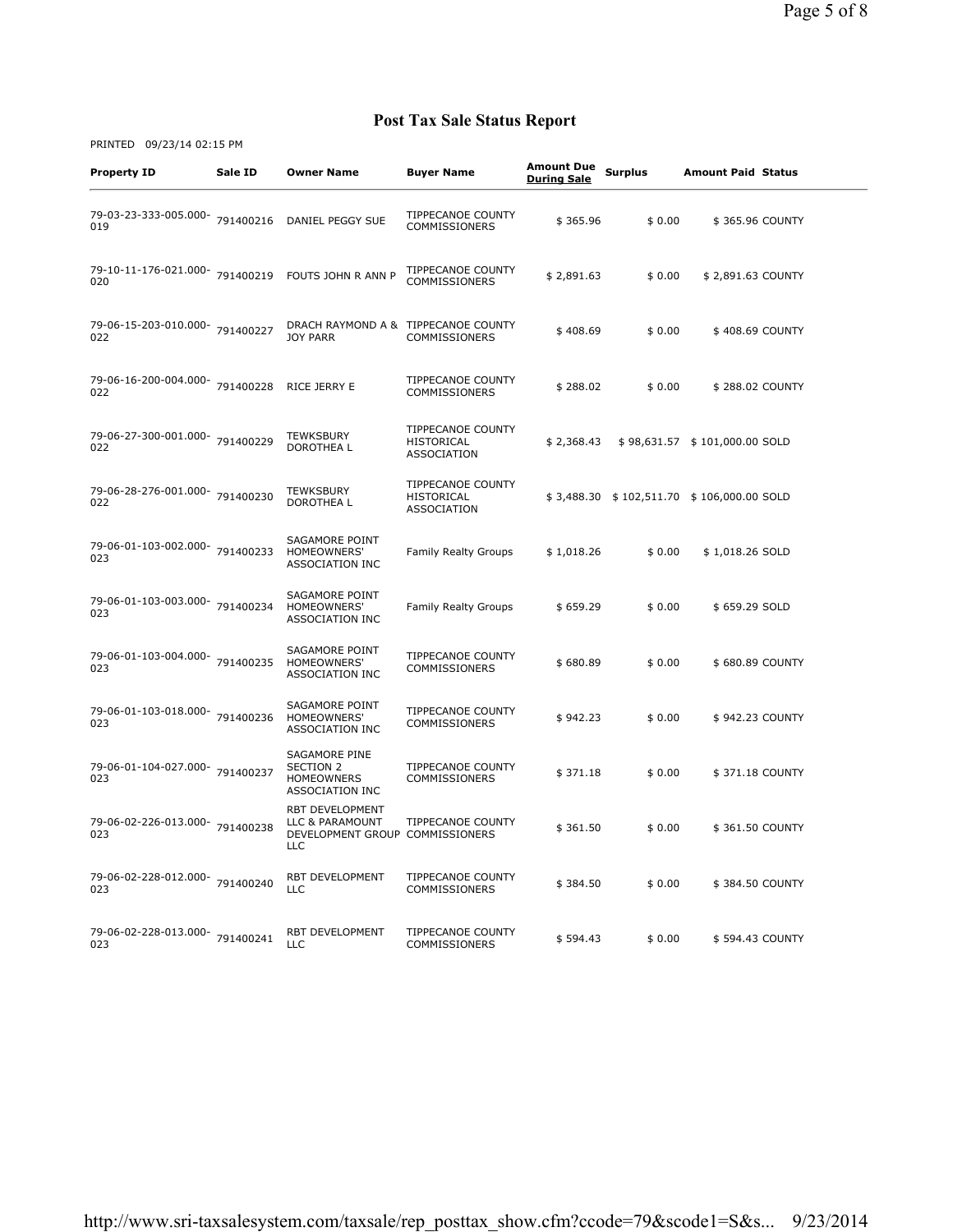# Post Tax Sale Status Report

PRINTED 09/23/14 02:15 PM

| Property ID | Sale ID | Owner Name | Buyer Name | Amount Due During Sale | Surplus | Amount Paid | Status |
|---|---|---|---|---|---|---|---|
| 79-03-23-333-005.000-019 | 791400216 | DANIEL PEGGY SUE | TIPPECANOE COUNTY COMMISSIONERS | $ 365.96 | $ 0.00 | $ 365.96 | COUNTY |
| 79-10-11-176-021.000-020 | 791400219 | FOUTS JOHN R ANN P | TIPPECANOE COUNTY COMMISSIONERS | $ 2,891.63 | $ 0.00 | $ 2,891.63 | COUNTY |
| 79-06-15-203-010.000-022 | 791400227 | DRACH RAYMOND A & JOY PARR | TIPPECANOE COUNTY COMMISSIONERS | $ 408.69 | $ 0.00 | $ 408.69 | COUNTY |
| 79-06-16-200-004.000-022 | 791400228 | RICE JERRY E | TIPPECANOE COUNTY COMMISSIONERS | $ 288.02 | $ 0.00 | $ 288.02 | COUNTY |
| 79-06-27-300-001.000-022 | 791400229 | TEWKSBURY DOROTHEA L | TIPPECANOE COUNTY HISTORICAL ASSOCIATION | $ 2,368.43 | $ 98,631.57 | $ 101,000.00 | SOLD |
| 79-06-28-276-001.000-022 | 791400230 | TEWKSBURY DOROTHEA L | TIPPECANOE COUNTY HISTORICAL ASSOCIATION | $ 3,488.30 | $ 102,511.70 | $ 106,000.00 | SOLD |
| 79-06-01-103-002.000-023 | 791400233 | SAGAMORE POINT HOMEOWNERS' ASSOCIATION INC | Family Realty Groups | $ 1,018.26 | $ 0.00 | $ 1,018.26 | SOLD |
| 79-06-01-103-003.000-023 | 791400234 | SAGAMORE POINT HOMEOWNERS' ASSOCIATION INC | Family Realty Groups | $ 659.29 | $ 0.00 | $ 659.29 | SOLD |
| 79-06-01-103-004.000-023 | 791400235 | SAGAMORE POINT HOMEOWNERS' ASSOCIATION INC | TIPPECANOE COUNTY COMMISSIONERS | $ 680.89 | $ 0.00 | $ 680.89 | COUNTY |
| 79-06-01-103-018.000-023 | 791400236 | SAGAMORE POINT HOMEOWNERS' ASSOCIATION INC | TIPPECANOE COUNTY COMMISSIONERS | $ 942.23 | $ 0.00 | $ 942.23 | COUNTY |
| 79-06-01-104-027.000-023 | 791400237 | SAGAMORE PINE SECTION 2 HOMEOWNERS ASSOCIATION INC | TIPPECANOE COUNTY COMMISSIONERS | $ 371.18 | $ 0.00 | $ 371.18 | COUNTY |
| 79-06-02-226-013.000-023 | 791400238 | RBT DEVELOPMENT LLC & PARAMOUNT DEVELOPMENT GROUP LLC | TIPPECANOE COUNTY COMMISSIONERS | $ 361.50 | $ 0.00 | $ 361.50 | COUNTY |
| 79-06-02-228-012.000-023 | 791400240 | RBT DEVELOPMENT LLC | TIPPECANOE COUNTY COMMISSIONERS | $ 384.50 | $ 0.00 | $ 384.50 | COUNTY |
| 79-06-02-228-013.000-023 | 791400241 | RBT DEVELOPMENT LLC | TIPPECANOE COUNTY COMMISSIONERS | $ 594.43 | $ 0.00 | $ 594.43 | COUNTY |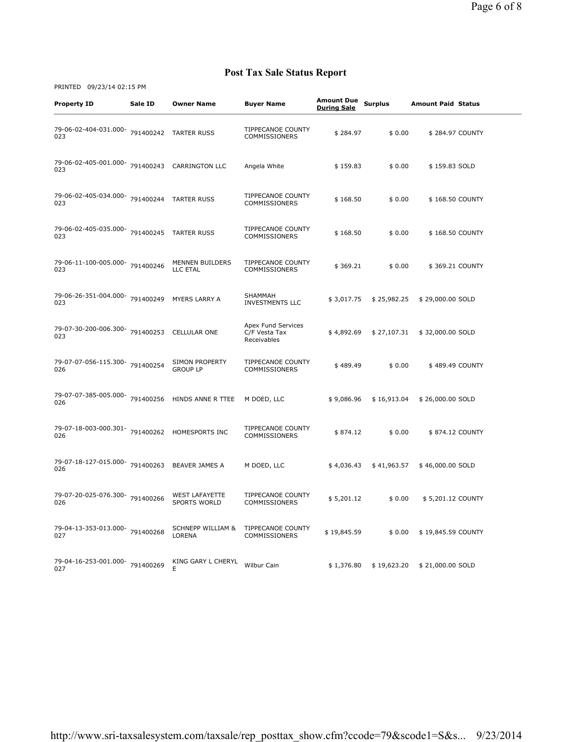# Post Tax Sale Status Report

PRINTED 09/23/14 02:15 PM

| Property ID | Sale ID | Owner Name | Buyer Name | Amount Due During Sale | Surplus | Amount Paid | Status |
|---|---|---|---|---|---|---|---|
| 79-06-02-404-031.000-023 | 791400242 | TARTER RUSS | TIPPECANOE COUNTY COMMISSIONERS | $ 284.97 | $ 0.00 | $ 284.97 | COUNTY |
| 79-06-02-405-001.000-023 | 791400243 | CARRINGTON LLC | Angela White | $ 159.83 | $ 0.00 | $ 159.83 | SOLD |
| 79-06-02-405-034.000-023 | 791400244 | TARTER RUSS | TIPPECANOE COUNTY COMMISSIONERS | $ 168.50 | $ 0.00 | $ 168.50 | COUNTY |
| 79-06-02-405-035.000-023 | 791400245 | TARTER RUSS | TIPPECANOE COUNTY COMMISSIONERS | $ 168.50 | $ 0.00 | $ 168.50 | COUNTY |
| 79-06-11-100-005.000-023 | 791400246 | MENNEN BUILDERS LLC ETAL | TIPPECANOE COUNTY COMMISSIONERS | $ 369.21 | $ 0.00 | $ 369.21 | COUNTY |
| 79-06-26-351-004.000-023 | 791400249 | MYERS LARRY A | SHAMMAH INVESTMENTS LLC | $ 3,017.75 | $ 25,982.25 | $ 29,000.00 | SOLD |
| 79-07-30-200-006.300-023 | 791400253 | CELLULAR ONE | Apex Fund Services C/F Vesta Tax Receivables | $ 4,892.69 | $ 27,107.31 | $ 32,000.00 | SOLD |
| 79-07-07-056-115.300-026 | 791400254 | SIMON PROPERTY GROUP LP | TIPPECANOE COUNTY COMMISSIONERS | $ 489.49 | $ 0.00 | $ 489.49 | COUNTY |
| 79-07-07-385-005.000-026 | 791400256 | HINDS ANNE R TTEE | M DOED, LLC | $ 9,086.96 | $ 16,913.04 | $ 26,000.00 | SOLD |
| 79-07-18-003-000.301-026 | 791400262 | HOMESPORTS INC | TIPPECANOE COUNTY COMMISSIONERS | $ 874.12 | $ 0.00 | $ 874.12 | COUNTY |
| 79-07-18-127-015.000-026 | 791400263 | BEAVER JAMES A | M DOED, LLC | $ 4,036.43 | $ 41,963.57 | $ 46,000.00 | SOLD |
| 79-07-20-025-076.300-026 | 791400266 | WEST LAFAYETTE SPORTS WORLD | TIPPECANOE COUNTY COMMISSIONERS | $ 5,201.12 | $ 0.00 | $ 5,201.12 | COUNTY |
| 79-04-13-353-013.000-027 | 791400268 | SCHNEPP WILLIAM & LORENA | TIPPECANOE COUNTY COMMISSIONERS | $ 19,845.59 | $ 0.00 | $ 19,845.59 | COUNTY |
| 79-04-16-253-001.000-027 | 791400269 | KING GARY L CHERYL E | Wilbur Cain | $ 1,376.80 | $ 19,623.20 | $ 21,000.00 | SOLD |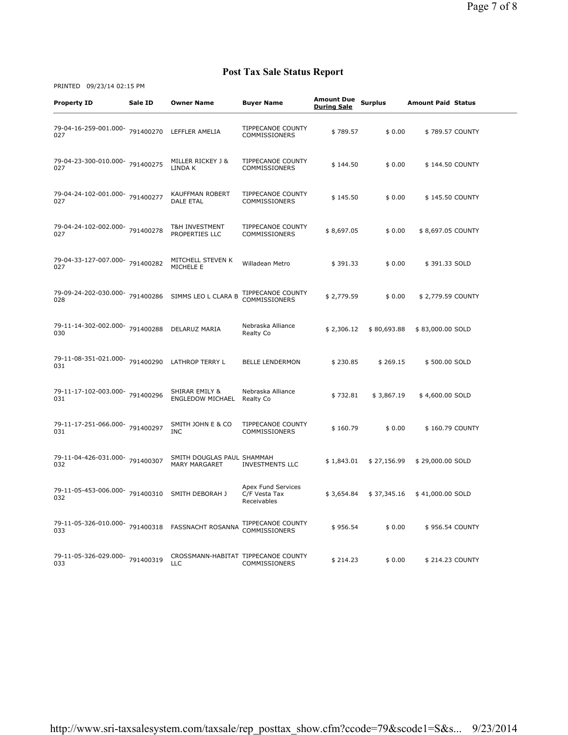# Post Tax Sale Status Report

PRINTED 09/23/14 02:15 PM

| Property ID | Sale ID | Owner Name | Buyer Name | Amount Due During Sale | Surplus | Amount Paid | Status |
|---|---|---|---|---|---|---|---|
| 79-04-16-259-001.000-027 | 791400270 | LEFFLER AMELIA | TIPPECANOE COUNTY COMMISSIONERS | $ 789.57 | $ 0.00 | $ 789.57 | COUNTY |
| 79-04-23-300-010.000-027 | 791400275 | MILLER RICKEY J & LINDA K | TIPPECANOE COUNTY COMMISSIONERS | $ 144.50 | $ 0.00 | $ 144.50 | COUNTY |
| 79-04-24-102-001.000-027 | 791400277 | KAUFFMAN ROBERT DALE ETAL | TIPPECANOE COUNTY COMMISSIONERS | $ 145.50 | $ 0.00 | $ 145.50 | COUNTY |
| 79-04-24-102-002.000-027 | 791400278 | T&H INVESTMENT PROPERTIES LLC | TIPPECANOE COUNTY COMMISSIONERS | $ 8,697.05 | $ 0.00 | $ 8,697.05 | COUNTY |
| 79-04-33-127-007.000-027 | 791400282 | MITCHELL STEVEN K MICHELE E | Willadean Metro | $ 391.33 | $ 0.00 | $ 391.33 | SOLD |
| 79-09-24-202-030.000-028 | 791400286 | SIMMS LEO L CLARA B | TIPPECANOE COUNTY COMMISSIONERS | $ 2,779.59 | $ 0.00 | $ 2,779.59 | COUNTY |
| 79-11-14-302-002.000-030 | 791400288 | DELARUZ MARIA | Nebraska Alliance Realty Co | $ 2,306.12 | $ 80,693.88 | $ 83,000.00 | SOLD |
| 79-11-08-351-021.000-031 | 791400290 | LATHROP TERRY L | BELLE LENDERMON | $ 230.85 | $ 269.15 | $ 500.00 | SOLD |
| 79-11-17-102-003.000-031 | 791400296 | SHIRAR EMILY & ENGLEDOW MICHAEL | Nebraska Alliance Realty Co | $ 732.81 | $ 3,867.19 | $ 4,600.00 | SOLD |
| 79-11-17-251-066.000-031 | 791400297 | SMITH JOHN E & CO INC | TIPPECANOE COUNTY COMMISSIONERS | $ 160.79 | $ 0.00 | $ 160.79 | COUNTY |
| 79-11-04-426-031.000-032 | 791400307 | SMITH DOUGLAS PAUL MARY MARGARET | SHAMMAH INVESTMENTS LLC | $ 1,843.01 | $ 27,156.99 | $ 29,000.00 | SOLD |
| 79-11-05-453-006.000-032 | 791400310 | SMITH DEBORAH J | Apex Fund Services C/F Vesta Tax Receivables | $ 3,654.84 | $ 37,345.16 | $ 41,000.00 | SOLD |
| 79-11-05-326-010.000-033 | 791400318 | FASSNACHT ROSANNA | TIPPECANOE COUNTY COMMISSIONERS | $ 956.54 | $ 0.00 | $ 956.54 | COUNTY |
| 79-11-05-326-029.000-033 | 791400319 | CROSSMANN-HABITAT LLC | TIPPECANOE COUNTY COMMISSIONERS | $ 214.23 | $ 0.00 | $ 214.23 | COUNTY |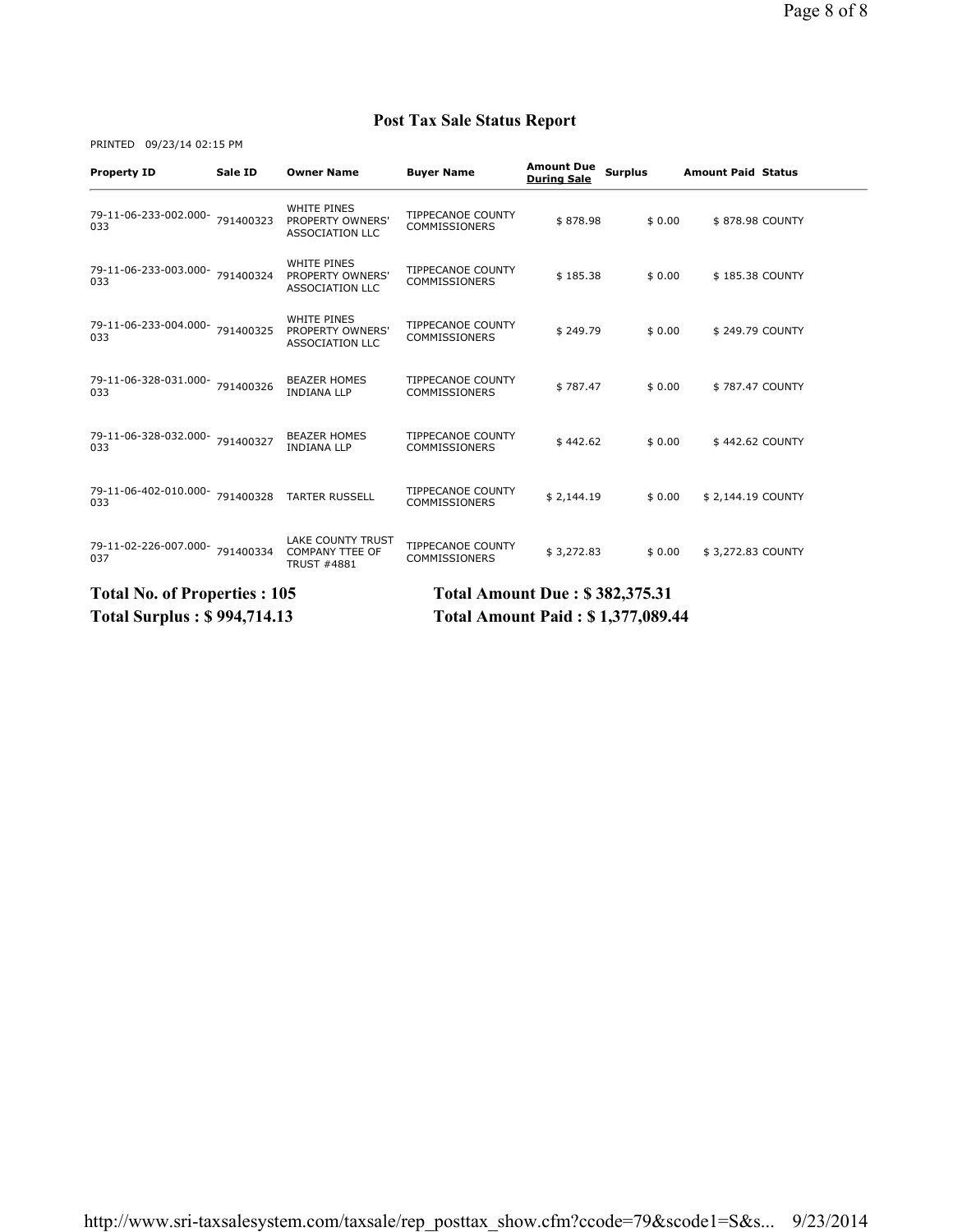# Post Tax Sale Status Report

PRINTED 09/23/14 02:15 PM

| Property ID | Sale ID | Owner Name | Buyer Name | Amount Due During Sale | Surplus | Amount Paid | Status |
|---|---|---|---|---|---|---|---|
| 79-11-06-233-002.000-033 | 791400323 | WHITE PINES PROPERTY OWNERS' ASSOCIATION LLC | TIPPECANOE COUNTY COMMISSIONERS | $ 878.98 | $ 0.00 | $ 878.98 | COUNTY |
| 79-11-06-233-003.000-033 | 791400324 | WHITE PINES PROPERTY OWNERS' ASSOCIATION LLC | TIPPECANOE COUNTY COMMISSIONERS | $ 185.38 | $ 0.00 | $ 185.38 | COUNTY |
| 79-11-06-233-004.000-033 | 791400325 | WHITE PINES PROPERTY OWNERS' ASSOCIATION LLC | TIPPECANOE COUNTY COMMISSIONERS | $ 249.79 | $ 0.00 | $ 249.79 | COUNTY |
| 79-11-06-328-031.000-033 | 791400326 | BEAZER HOMES INDIANA LLP | TIPPECANOE COUNTY COMMISSIONERS | $ 787.47 | $ 0.00 | $ 787.47 | COUNTY |
| 79-11-06-328-032.000-033 | 791400327 | BEAZER HOMES INDIANA LLP | TIPPECANOE COUNTY COMMISSIONERS | $ 442.62 | $ 0.00 | $ 442.62 | COUNTY |
| 79-11-06-402-010.000-033 | 791400328 | TARTER RUSSELL | TIPPECANOE COUNTY COMMISSIONERS | $ 2,144.19 | $ 0.00 | $ 2,144.19 | COUNTY |
| 79-11-02-226-007.000-037 | 791400334 | LAKE COUNTY TRUST COMPANY TTEE OF TRUST #4881 | TIPPECANOE COUNTY COMMISSIONERS | $ 3,272.83 | $ 0.00 | $ 3,272.83 | COUNTY |

**Total No. of Properties : 105**

**Total Amount Due : $ 382,375.31**

**Total Surplus : $ 994,714.13**

**Total Amount Paid : $ 1,377,089.44**